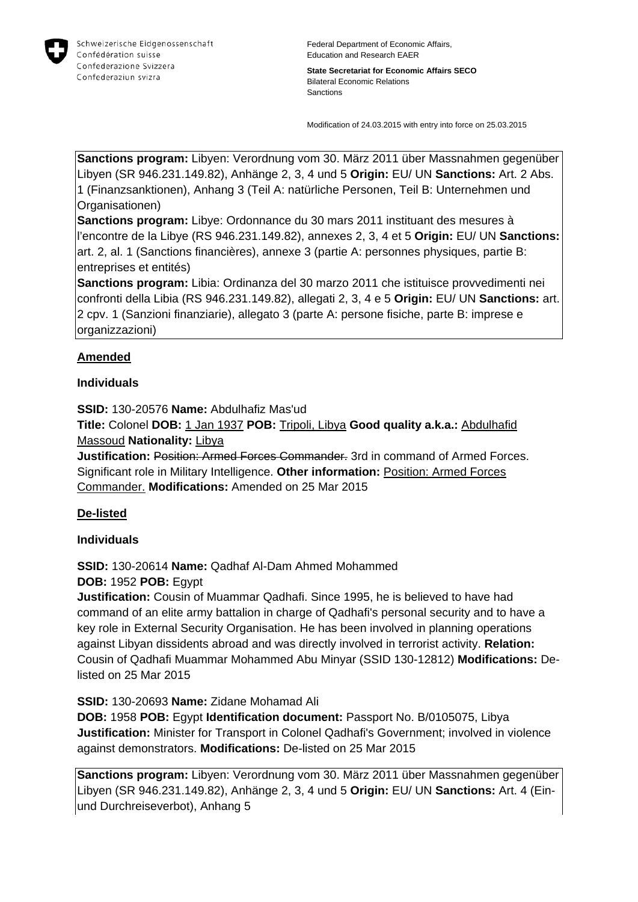Schweizerische Eidgenossenschaft
Confédération suisse
Confederazione Svizzera
Confederaziun svizra

Federal Department of Economic Affairs, Education and Research EAER

**State Secretariat for Economic Affairs SECO**
Bilateral Economic Relations
Sanctions

Modification of 24.03.2015 with entry into force on 25.03.2015

**Sanctions program:** Libyen: Verordnung vom 30. März 2011 über Massnahmen gegenüber Libyen (SR 946.231.149.82), Anhänge 2, 3, 4 und 5 **Origin:** EU/ UN **Sanctions:** Art. 2 Abs. 1 (Finanzsanktionen), Anhang 3 (Teil A: natürliche Personen, Teil B: Unternehmen und Organisationen)
**Sanctions program:** Libye: Ordonnance du 30 mars 2011 instituant des mesures à l'encontre de la Libye (RS 946.231.149.82), annexes 2, 3, 4 et 5 **Origin:** EU/ UN **Sanctions:** art. 2, al. 1 (Sanctions financières), annexe 3 (partie A: personnes physiques, partie B: entreprises et entités)
**Sanctions program:** Libia: Ordinanza del 30 marzo 2011 che istituisce provvedimenti nei confronti della Libia (RS 946.231.149.82), allegati 2, 3, 4 e 5 **Origin:** EU/ UN **Sanctions:** art. 2 cpv. 1 (Sanzioni finanziarie), allegato 3 (parte A: persone fisiche, parte B: imprese e organizzazioni)

**Amended**

**Individuals**

**SSID:** 130-20576 **Name:** Abdulhafiz Mas'ud
**Title:** Colonel **DOB:** 1 Jan 1937 **POB:** Tripoli, Libya **Good quality a.k.a.:** Abdulhafid Massoud **Nationality:** Libya
**Justification:** ~~Position: Armed Forces Commander.~~ 3rd in command of Armed Forces. Significant role in Military Intelligence. **Other information:** Position: Armed Forces Commander. **Modifications:** Amended on 25 Mar 2015

**De-listed**

**Individuals**

**SSID:** 130-20614 **Name:** Qadhaf Al-Dam Ahmed Mohammed
**DOB:** 1952 **POB:** Egypt
**Justification:** Cousin of Muammar Qadhafi. Since 1995, he is believed to have had command of an elite army battalion in charge of Qadhafi's personal security and to have a key role in External Security Organisation. He has been involved in planning operations against Libyan dissidents abroad and was directly involved in terrorist activity. **Relation:** Cousin of Qadhafi Muammar Mohammed Abu Minyar (SSID 130-12812) **Modifications:** De-listed on 25 Mar 2015

**SSID:** 130-20693 **Name:** Zidane Mohamad Ali
**DOB:** 1958 **POB:** Egypt **Identification document:** Passport No. B/0105075, Libya
**Justification:** Minister for Transport in Colonel Qadhafi's Government; involved in violence against demonstrators. **Modifications:** De-listed on 25 Mar 2015

**Sanctions program:** Libyen: Verordnung vom 30. März 2011 über Massnahmen gegenüber Libyen (SR 946.231.149.82), Anhänge 2, 3, 4 und 5 **Origin:** EU/ UN **Sanctions:** Art. 4 (Ein- und Durchreiseverbot), Anhang 5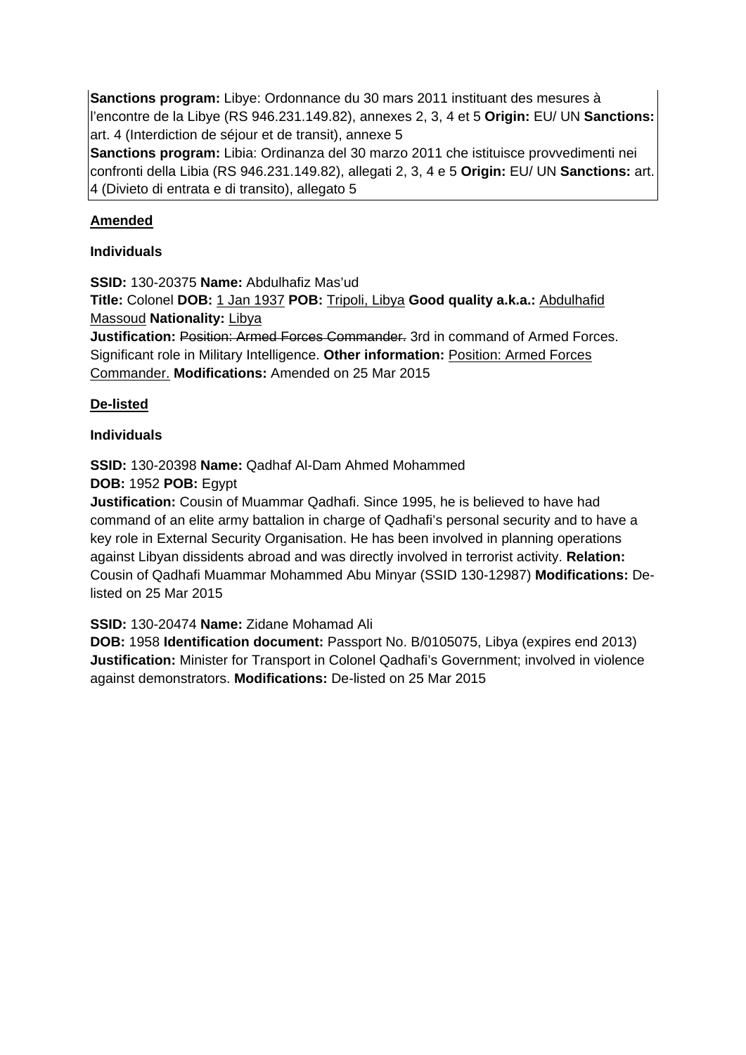**Sanctions program:** Libye: Ordonnance du 30 mars 2011 instituant des mesures à l'encontre de la Libye (RS 946.231.149.82), annexes 2, 3, 4 et 5 **Origin:** EU/ UN **Sanctions:** art. 4 (Interdiction de séjour et de transit), annexe 5
**Sanctions program:** Libia: Ordinanza del 30 marzo 2011 che istituisce provvedimenti nei confronti della Libia (RS 946.231.149.82), allegati 2, 3, 4 e 5 **Origin:** EU/ UN **Sanctions:** art. 4 (Divieto di entrata e di transito), allegato 5

## <u>Amended</u>

### Individuals

**SSID:** 130-20375 **Name:** Abdulhafiz Mas'ud
**Title:** Colonel **DOB:** <u>1 Jan 1937</u> **POB:** <u>Tripoli, Libya</u> **Good quality a.k.a.:** <u>Abdulhafid Massoud</u> **Nationality:** <u>Libya</u>
**Justification:** ~~Position: Armed Forces Commander.~~ 3rd in command of Armed Forces. Significant role in Military Intelligence. **Other information:** <u>Position: Armed Forces Commander.</u> **Modifications:** Amended on 25 Mar 2015

## <u>De-listed</u>

### Individuals

**SSID:** 130-20398 **Name:** Qadhaf Al-Dam Ahmed Mohammed
**DOB:** 1952 **POB:** Egypt
**Justification:** Cousin of Muammar Qadhafi. Since 1995, he is believed to have had command of an elite army battalion in charge of Qadhafi's personal security and to have a key role in External Security Organisation. He has been involved in planning operations against Libyan dissidents abroad and was directly involved in terrorist activity. **Relation:** Cousin of Qadhafi Muammar Mohammed Abu Minyar (SSID 130-12987) **Modifications:** De-listed on 25 Mar 2015

**SSID:** 130-20474 **Name:** Zidane Mohamad Ali
**DOB:** 1958 **Identification document:** Passport No. B/0105075, Libya (expires end 2013)
**Justification:** Minister for Transport in Colonel Qadhafi's Government; involved in violence against demonstrators. **Modifications:** De-listed on 25 Mar 2015